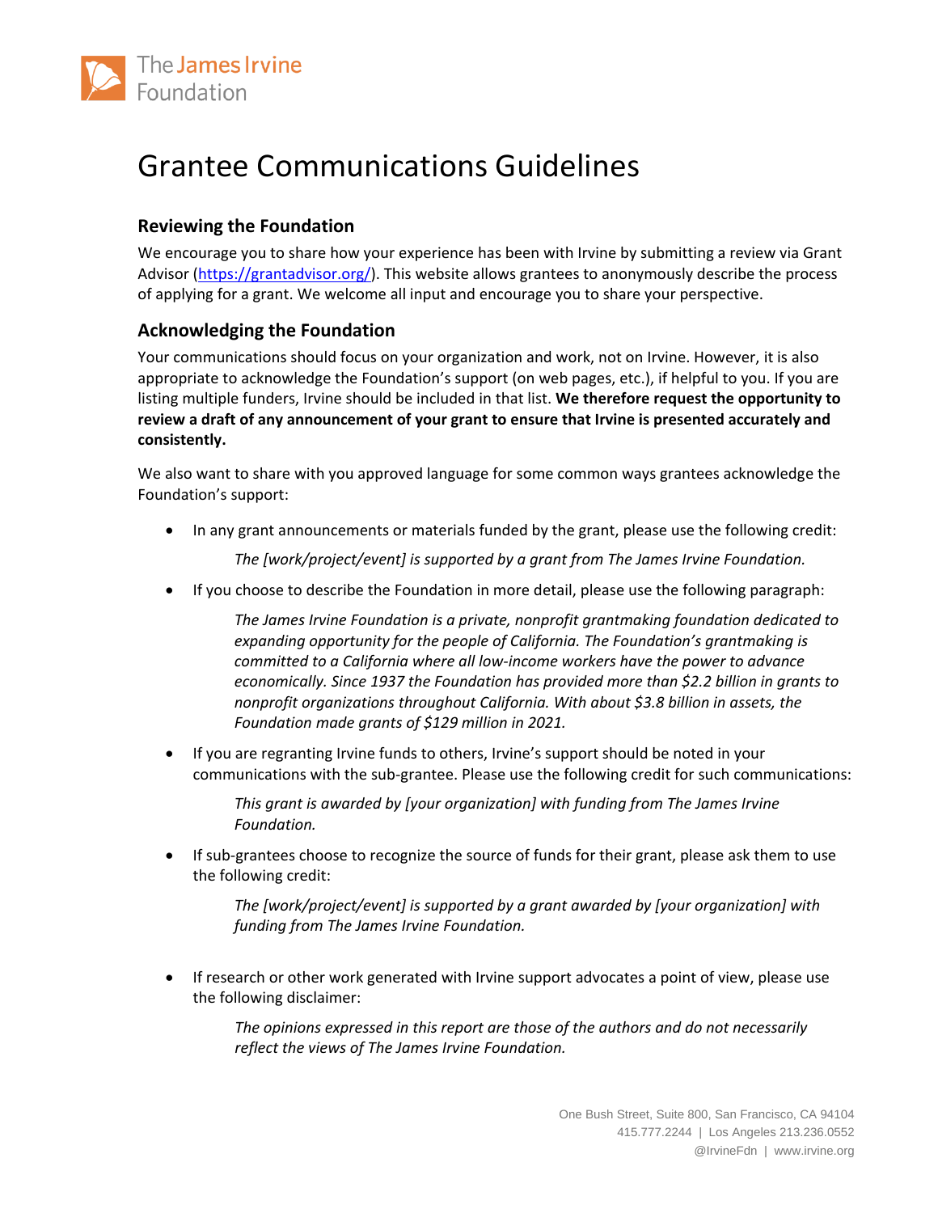The James Irvine Foundation

# Grantee Communications Guidelines

## Reviewing the Foundation

We encourage you to share how your experience has been with Irvine by submitting a review via Grant Advisor (https://grantadvisor.org/). This website allows grantees to anonymously describe the process of applying for a grant. We welcome all input and encourage you to share your perspective.

## Acknowledging the Foundation

Your communications should focus on your organization and work, not on Irvine. However, it is also appropriate to acknowledge the Foundation's support (on web pages, etc.), if helpful to you. If you are listing multiple funders, Irvine should be included in that list. **We therefore request the opportunity to review a draft of any announcement of your grant to ensure that Irvine is presented accurately and consistently.**

We also want to share with you approved language for some common ways grantees acknowledge the Foundation's support:

- In any grant announcements or materials funded by the grant, please use the following credit:

  *The [work/project/event] is supported by a grant from The James Irvine Foundation.*

- If you choose to describe the Foundation in more detail, please use the following paragraph:

  *The James Irvine Foundation is a private, nonprofit grantmaking foundation dedicated to expanding opportunity for the people of California. The Foundation's grantmaking is committed to a California where all low-income workers have the power to advance economically. Since 1937 the Foundation has provided more than $2.2 billion in grants to nonprofit organizations throughout California. With about $3.8 billion in assets, the Foundation made grants of $129 million in 2021.*

- If you are regranting Irvine funds to others, Irvine's support should be noted in your communications with the sub-grantee. Please use the following credit for such communications:

  *This grant is awarded by [your organization] with funding from The James Irvine Foundation.*

- If sub-grantees choose to recognize the source of funds for their grant, please ask them to use the following credit:

  *The [work/project/event] is supported by a grant awarded by [your organization] with funding from The James Irvine Foundation.*

- If research or other work generated with Irvine support advocates a point of view, please use the following disclaimer:

  *The opinions expressed in this report are those of the authors and do not necessarily reflect the views of The James Irvine Foundation.*

One Bush Street, Suite 800, San Francisco, CA 94104
415.777.2244 | Los Angeles 213.236.0552
@IrvineFdn | www.irvine.org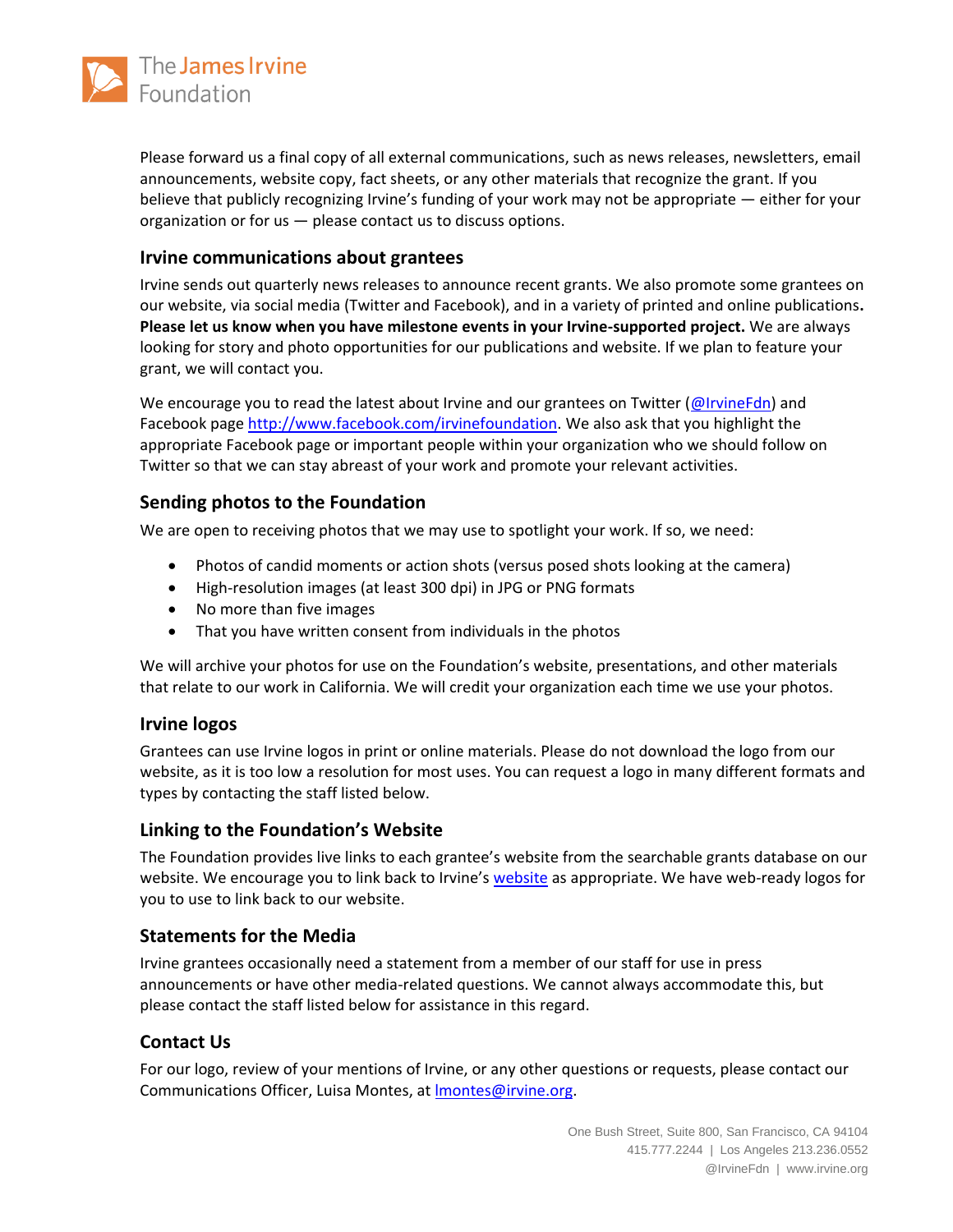Please forward us a final copy of all external communications, such as news releases, newsletters, email announcements, website copy, fact sheets, or any other materials that recognize the grant. If you believe that publicly recognizing Irvine's funding of your work may not be appropriate — either for your organization or for us — please contact us to discuss options.

## Irvine communications about grantees

Irvine sends out quarterly news releases to announce recent grants. We also promote some grantees on our website, via social media (Twitter and Facebook), and in a variety of printed and online publications**.** **Please let us know when you have milestone events in your Irvine-supported project.** We are always looking for story and photo opportunities for our publications and website. If we plan to feature your grant, we will contact you.

We encourage you to read the latest about Irvine and our grantees on Twitter (@IrvineFdn) and Facebook page http://www.facebook.com/irvinefoundation. We also ask that you highlight the appropriate Facebook page or important people within your organization who we should follow on Twitter so that we can stay abreast of your work and promote your relevant activities.

## Sending photos to the Foundation

We are open to receiving photos that we may use to spotlight your work. If so, we need:

- Photos of candid moments or action shots (versus posed shots looking at the camera)
- High-resolution images (at least 300 dpi) in JPG or PNG formats
- No more than five images
- That you have written consent from individuals in the photos

We will archive your photos for use on the Foundation's website, presentations, and other materials that relate to our work in California. We will credit your organization each time we use your photos.

## Irvine logos

Grantees can use Irvine logos in print or online materials. Please do not download the logo from our website, as it is too low a resolution for most uses. You can request a logo in many different formats and types by contacting the staff listed below.

## Linking to the Foundation's Website

The Foundation provides live links to each grantee's website from the searchable grants database on our website. We encourage you to link back to Irvine's website as appropriate. We have web-ready logos for you to use to link back to our website.

## Statements for the Media

Irvine grantees occasionally need a statement from a member of our staff for use in press announcements or have other media-related questions. We cannot always accommodate this, but please contact the staff listed below for assistance in this regard.

## Contact Us

For our logo, review of your mentions of Irvine, or any other questions or requests, please contact our Communications Officer, Luisa Montes, at lmontes@irvine.org.